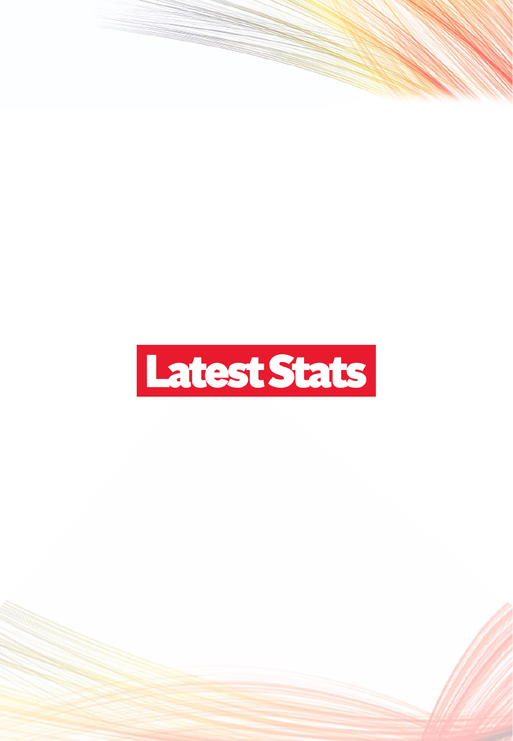# Latest Stats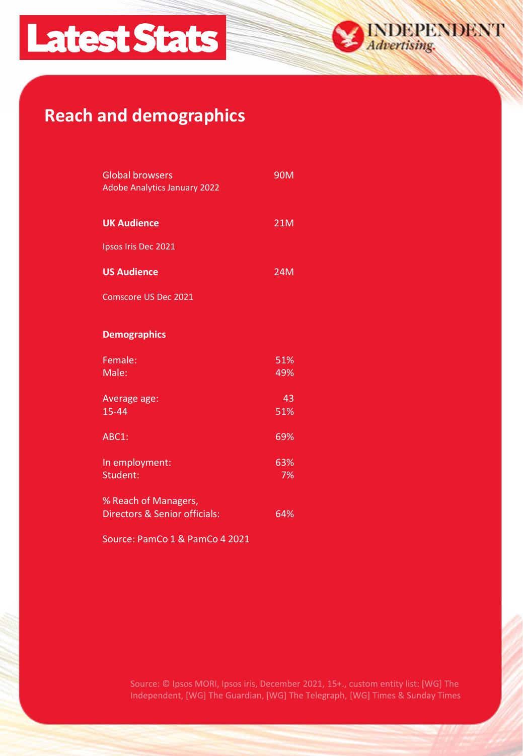# Latest Stats

INDEPENDENT *Advertising*

## Reach and demographics

| | |
|---|---|
| Global browsers<br>Adobe Analytics January 2022 | 90M |
| **UK Audience** | 21M |
| Ipsos Iris Dec 2021 | |
| **US Audience** | 24M |
| Comscore US Dec 2021 | |

**Demographics**

| | |
|---|---|
| Female: | 51% |
| Male: | 49% |
| Average age: | 43 |
| 15-44 | 51% |
| ABC1: | 69% |
| In employment: | 63% |
| Student: | 7% |
| % Reach of Managers, Directors & Senior officials: | 64% |

Source: PamCo 1 & PamCo 4 2021

Source: © Ipsos MORI, Ipsos iris, December 2021, 15+., custom entity list: [WG] The Independent, [WG] The Guardian, [WG] The Telegraph, [WG] Times & Sunday Times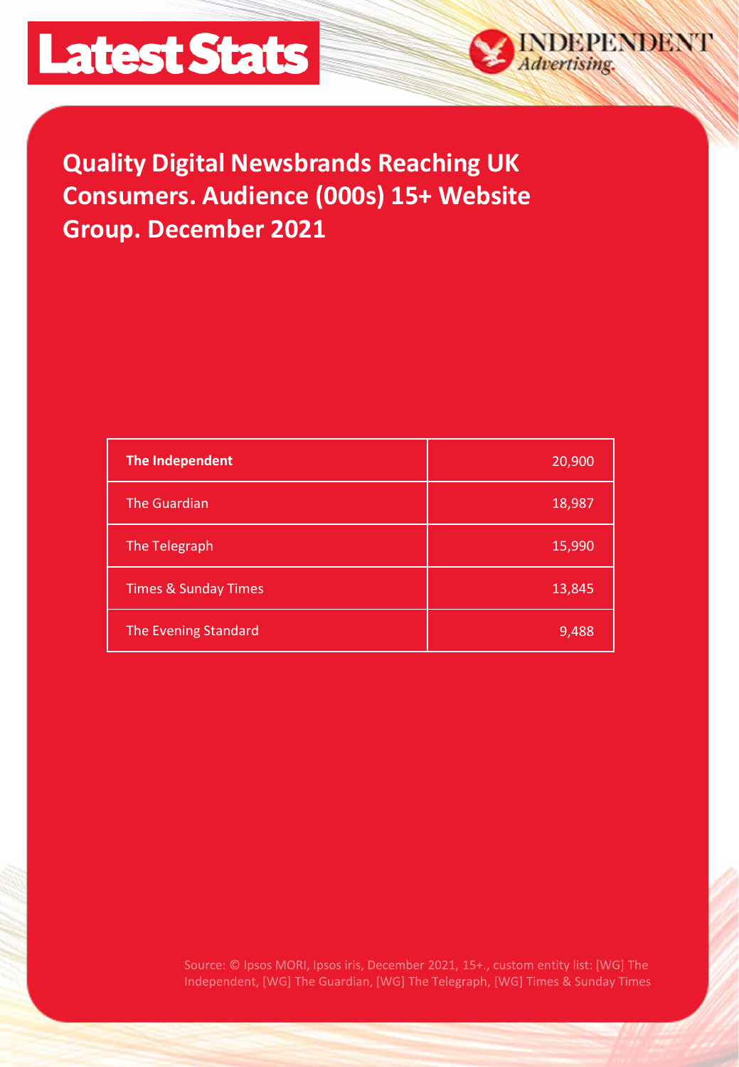# Latest Stats

INDEPENDENT *Advertising*

## Quality Digital Newsbrands Reaching UK Consumers. Audience (000s) 15+ Website Group. December 2021

| **The Independent** | 20,900 |
|---|---|
| The Guardian | 18,987 |
| The Telegraph | 15,990 |
| Times & Sunday Times | 13,845 |
| The Evening Standard | 9,488 |

Source: © Ipsos MORI, Ipsos iris, December 2021, 15+., custom entity list: [WG] The Independent, [WG] The Guardian, [WG] The Telegraph, [WG] Times & Sunday Times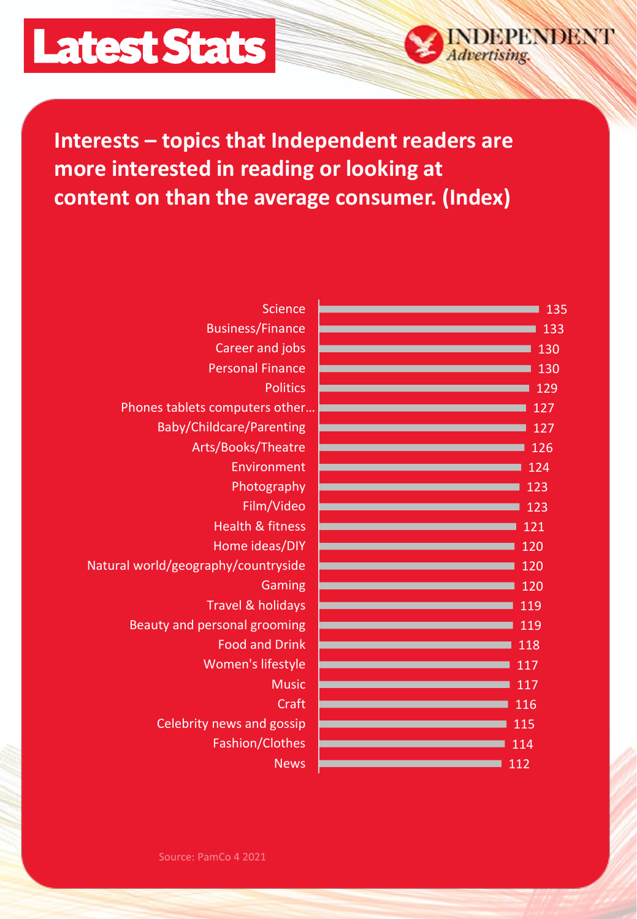# Latest Stats

INDEPENDENT Advertising

## Interests – topics that Independent readers are more interested in reading or looking at content on than the average consumer. (Index)

| Topic | Index |
| --- | --- |
| Science | 135 |
| Business/Finance | 133 |
| Career and jobs | 130 |
| Personal Finance | 130 |
| Politics | 129 |
| Phones tablets computers other… | 127 |
| Baby/Childcare/Parenting | 127 |
| Arts/Books/Theatre | 126 |
| Environment | 124 |
| Photography | 123 |
| Film/Video | 123 |
| Health & fitness | 121 |
| Home ideas/DIY | 120 |
| Natural world/geography/countryside | 120 |
| Gaming | 120 |
| Travel & holidays | 119 |
| Beauty and personal grooming | 119 |
| Food and Drink | 118 |
| Women's lifestyle | 117 |
| Music | 117 |
| Craft | 116 |
| Celebrity news and gossip | 115 |
| Fashion/Clothes | 114 |
| News | 112 |

Source: PamCo 4 2021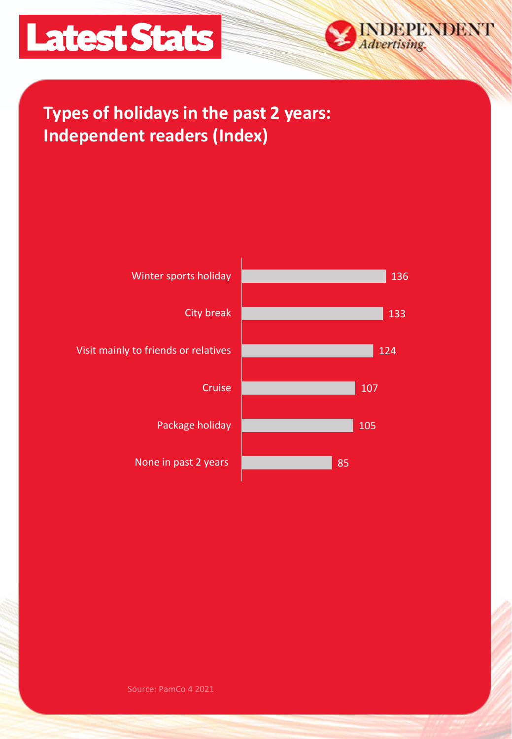# Latest Stats

INDEPENDENT Advertising

## Types of holidays in the past 2 years: Independent readers (Index)

| Type of holiday | Index |
|---|---|
| Winter sports holiday | 136 |
| City break | 133 |
| Visit mainly to friends or relatives | 124 |
| Cruise | 107 |
| Package holiday | 105 |
| None in past 2 years | 85 |

Source: PamCo 4 2021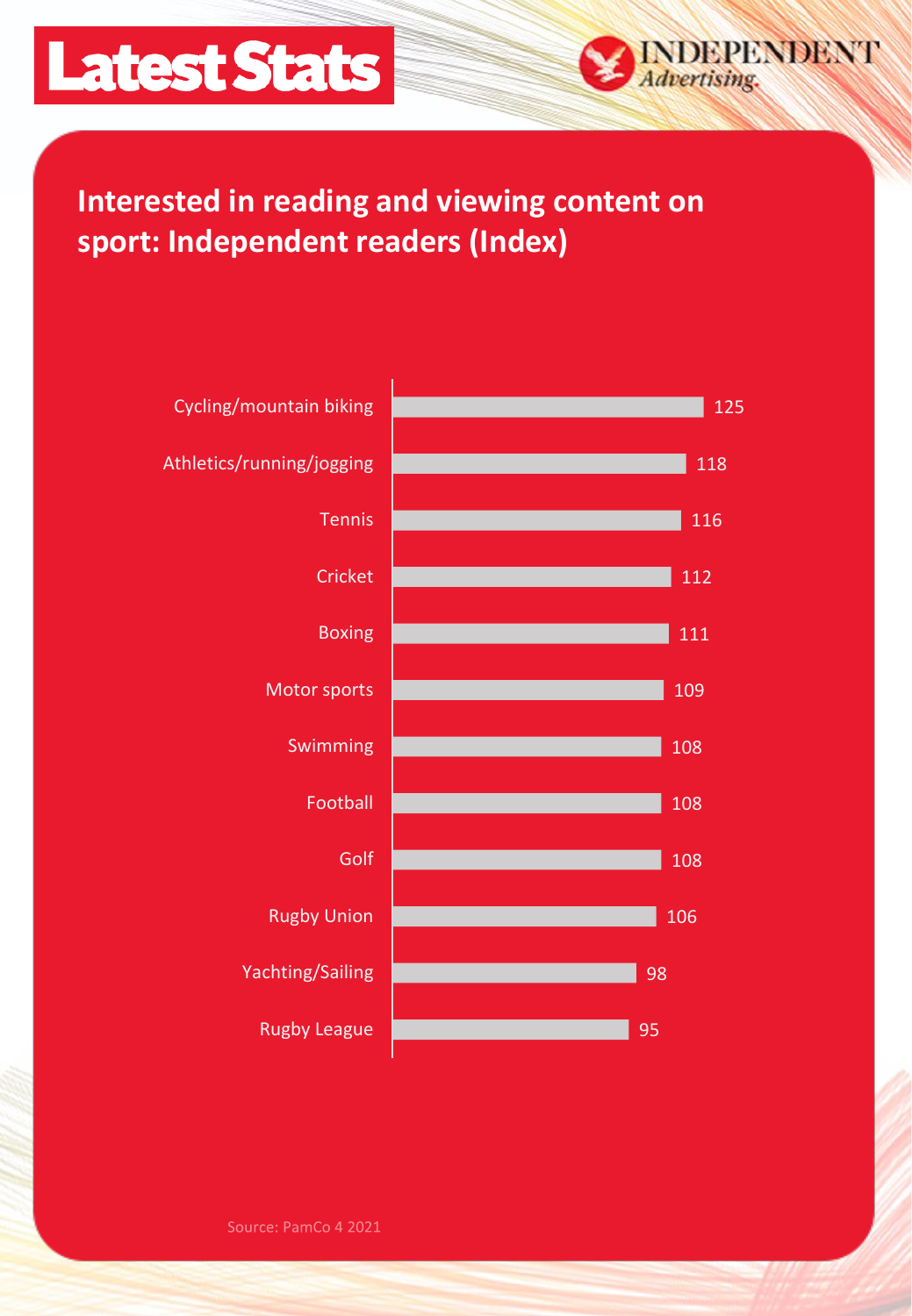# Latest Stats

INDEPENDENT *Advertising*

## Interested in reading and viewing content on sport: Independent readers (Index)

| Sport | Index |
| --- | --- |
| Cycling/mountain biking | 125 |
| Athletics/running/jogging | 118 |
| Tennis | 116 |
| Cricket | 112 |
| Boxing | 111 |
| Motor sports | 109 |
| Swimming | 108 |
| Football | 108 |
| Golf | 108 |
| Rugby Union | 106 |
| Yachting/Sailing | 98 |
| Rugby League | 95 |

Source: PamCo 4 2021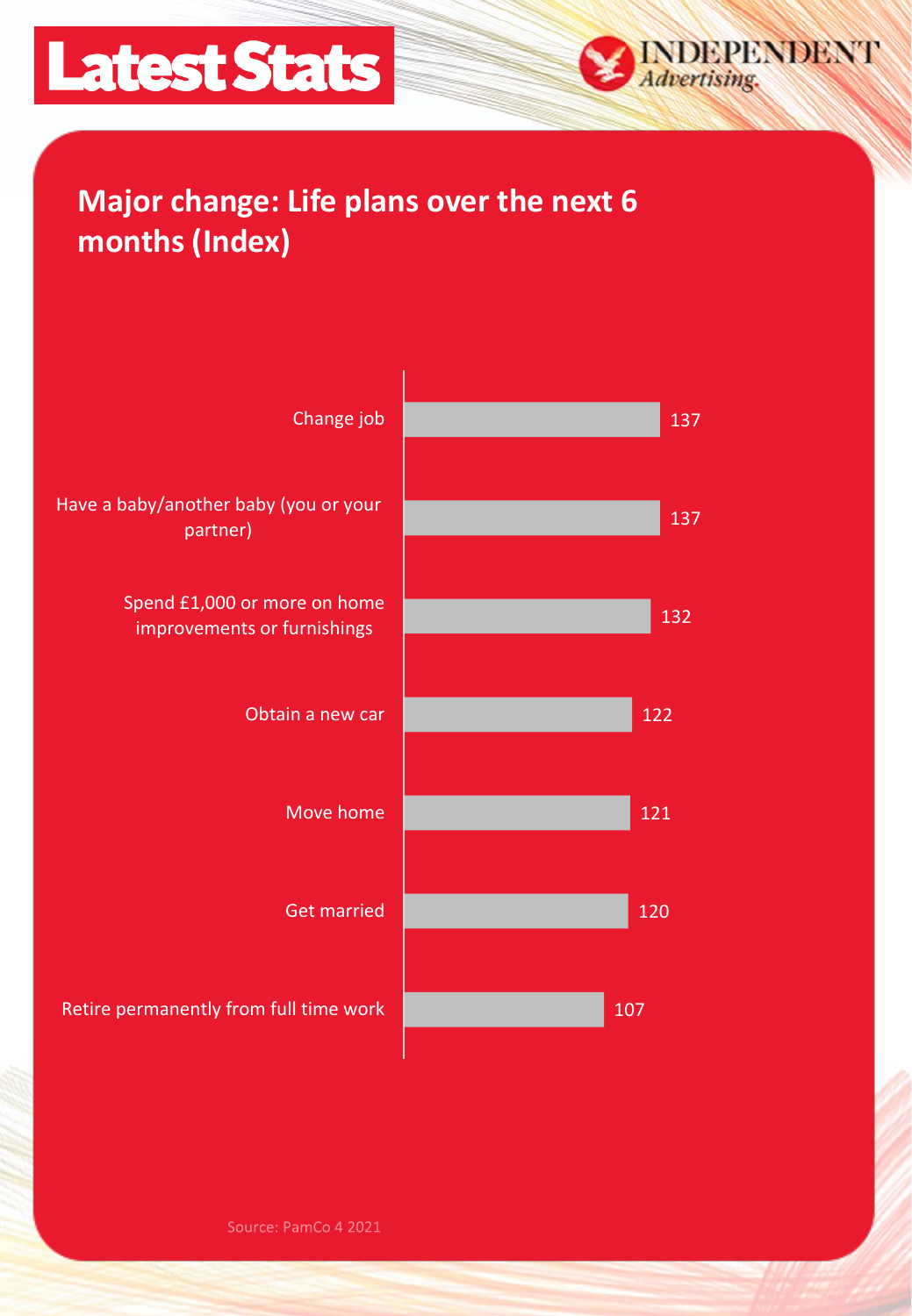# Latest Stats

INDEPENDENT Advertising

## Major change: Life plans over the next 6 months (Index)

Change job
137

Have a baby/another baby (you or your partner)
137

Spend £1,000 or more on home improvements or furnishings
132

Obtain a new car
122

Move home
121

Get married
120

Retire permanently from full time work
107

Source: PamCo 4 2021